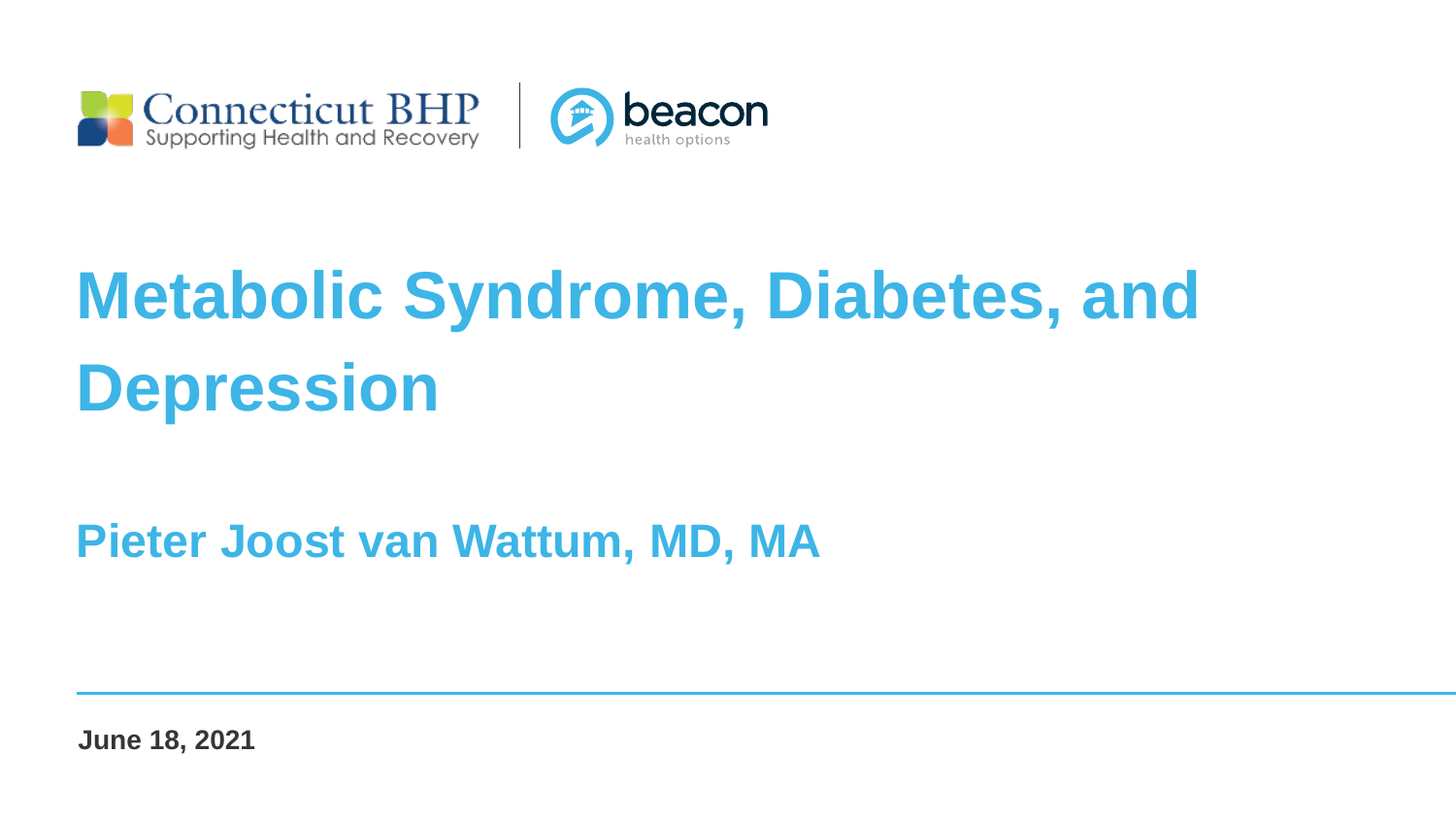Connecticut BHP
Supporting Health and Recovery

beacon
health options

# Metabolic Syndrome, Diabetes, and Depression

## Pieter Joost van Wattum, MD, MA

**June 18, 2021**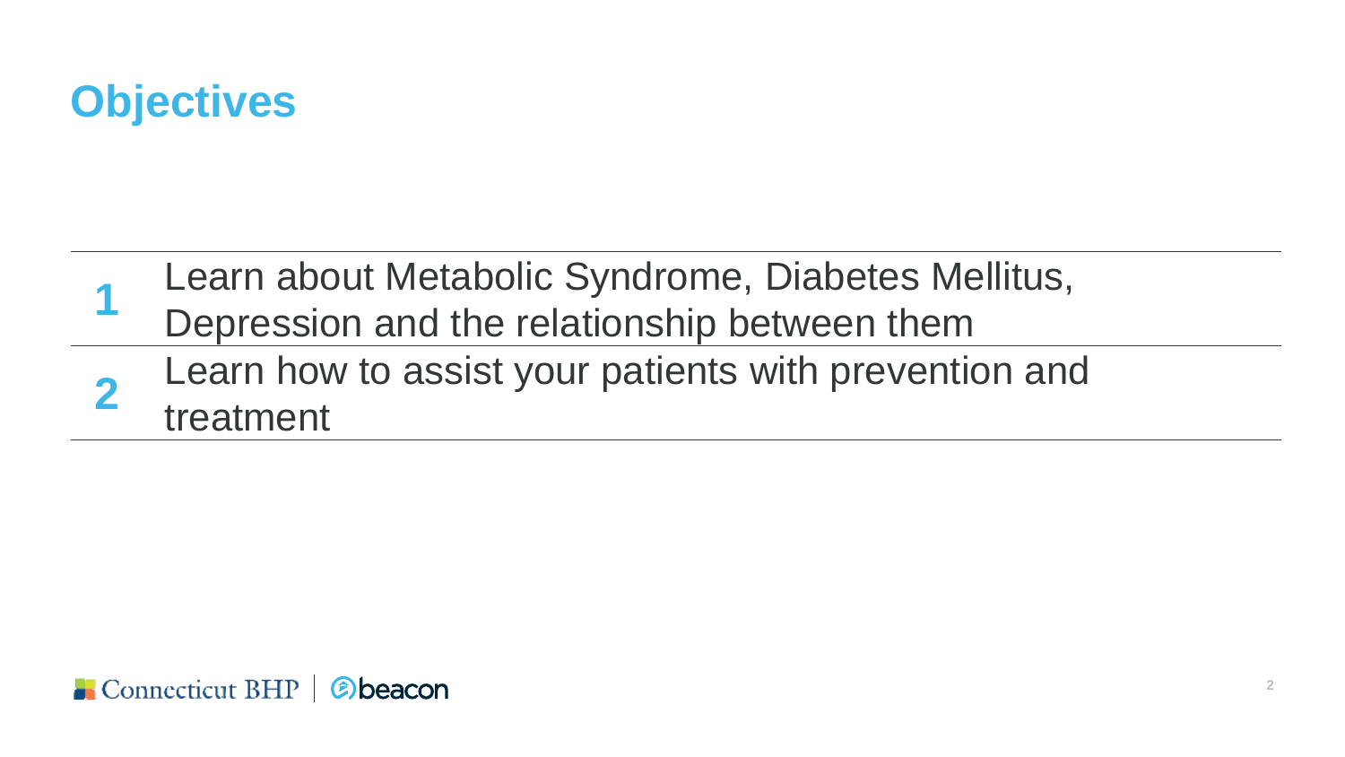# Objectives

1. Learn about Metabolic Syndrome, Diabetes Mellitus, Depression and the relationship between them
2. Learn how to assist your patients with prevention and treatment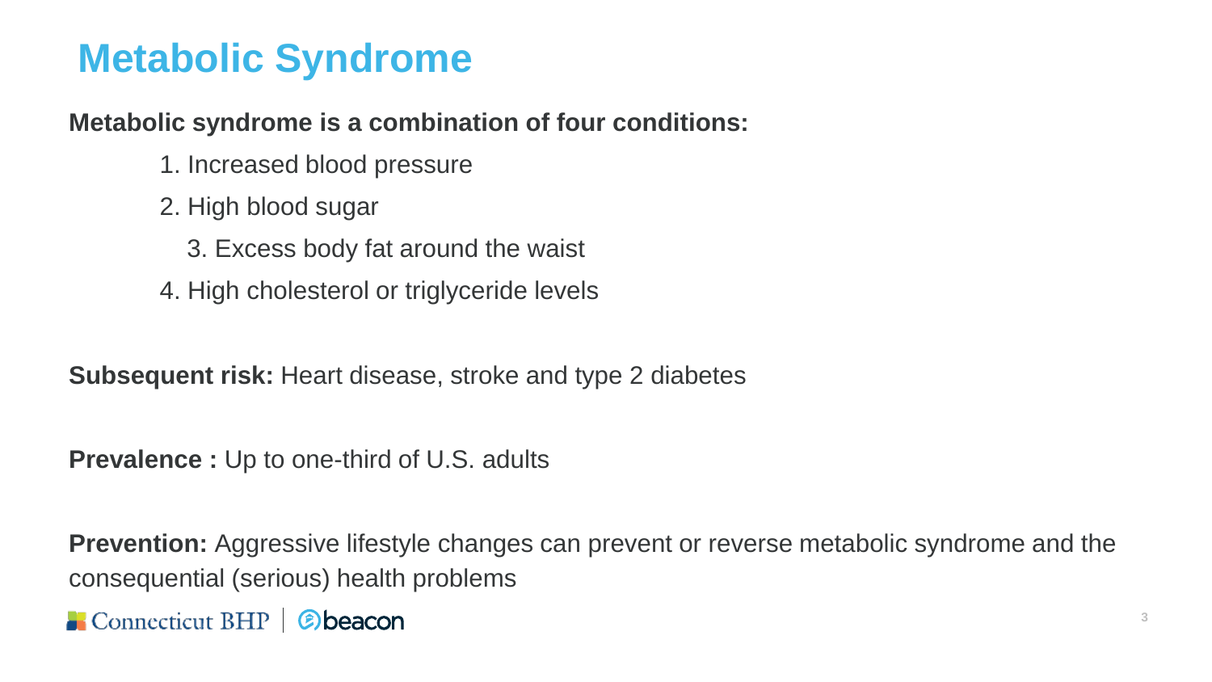# Metabolic Syndrome

**Metabolic syndrome is a combination of four conditions:**

1. Increased blood pressure
2. High blood sugar
3. Excess body fat around the waist
4. High cholesterol or triglyceride levels

**Subsequent risk:** Heart disease, stroke and type 2 diabetes

**Prevalence :** Up to one-third of U.S. adults

**Prevention:** Aggressive lifestyle changes can prevent or reverse metabolic syndrome and the consequential (serious) health problems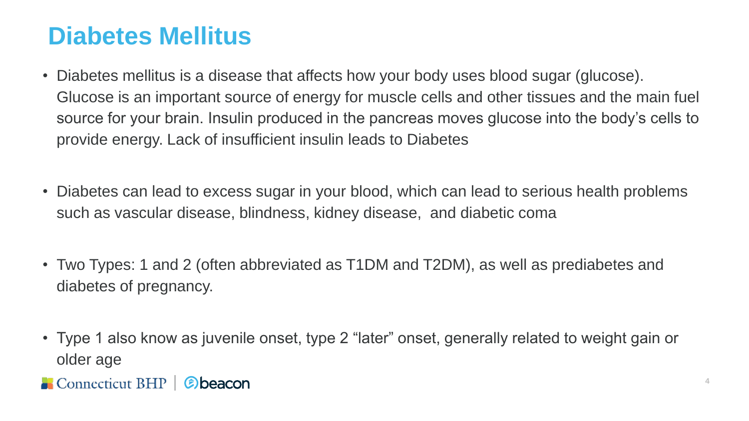# Diabetes Mellitus

- Diabetes mellitus is a disease that affects how your body uses blood sugar (glucose). Glucose is an important source of energy for muscle cells and other tissues and the main fuel source for your brain. Insulin produced in the pancreas moves glucose into the body's cells to provide energy. Lack of insufficient insulin leads to Diabetes

- Diabetes can lead to excess sugar in your blood, which can lead to serious health problems such as vascular disease, blindness, kidney disease, and diabetic coma

- Two Types: 1 and 2 (often abbreviated as T1DM and T2DM), as well as prediabetes and diabetes of pregnancy.

- Type 1 also know as juvenile onset, type 2 "later" onset, generally related to weight gain or older age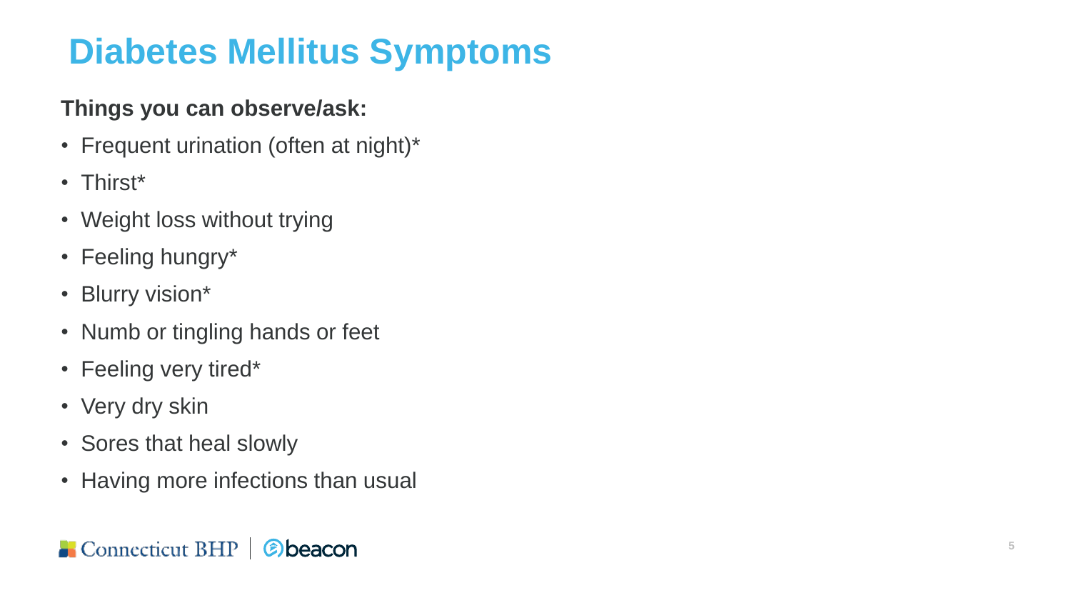# Diabetes Mellitus Symptoms

**Things you can observe/ask:**

- Frequent urination (often at night)*
- Thirst*
- Weight loss without trying
- Feeling hungry*
- Blurry vision*
- Numb or tingling hands or feet
- Feeling very tired*
- Very dry skin
- Sores that heal slowly
- Having more infections than usual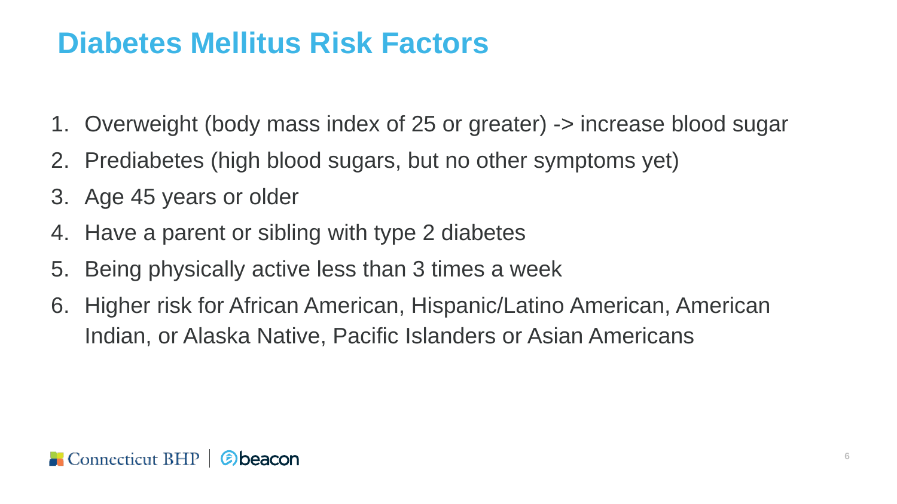# Diabetes Mellitus Risk Factors

1. Overweight (body mass index of 25 or greater) -> increase blood sugar
2. Prediabetes (high blood sugars, but no other symptoms yet)
3. Age 45 years or older
4. Have a parent or sibling with type 2 diabetes
5. Being physically active less than 3 times a week
6. Higher risk for African American, Hispanic/Latino American, American Indian, or Alaska Native, Pacific Islanders or Asian Americans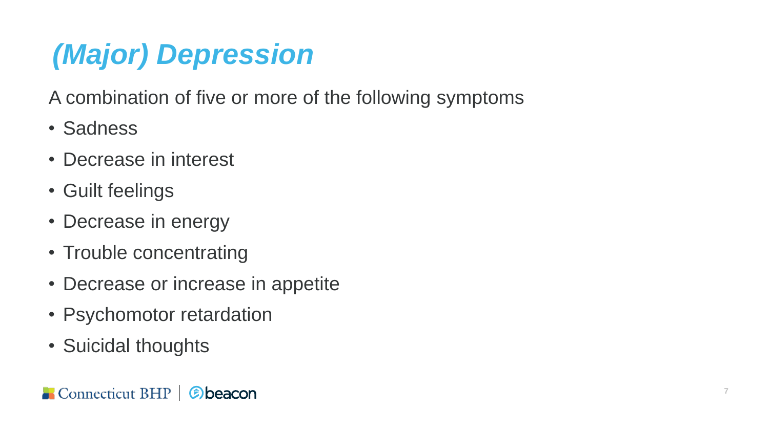# *(Major) Depression*

A combination of five or more of the following symptoms

- Sadness
- Decrease in interest
- Guilt feelings
- Decrease in energy
- Trouble concentrating
- Decrease or increase in appetite
- Psychomotor retardation
- Suicidal thoughts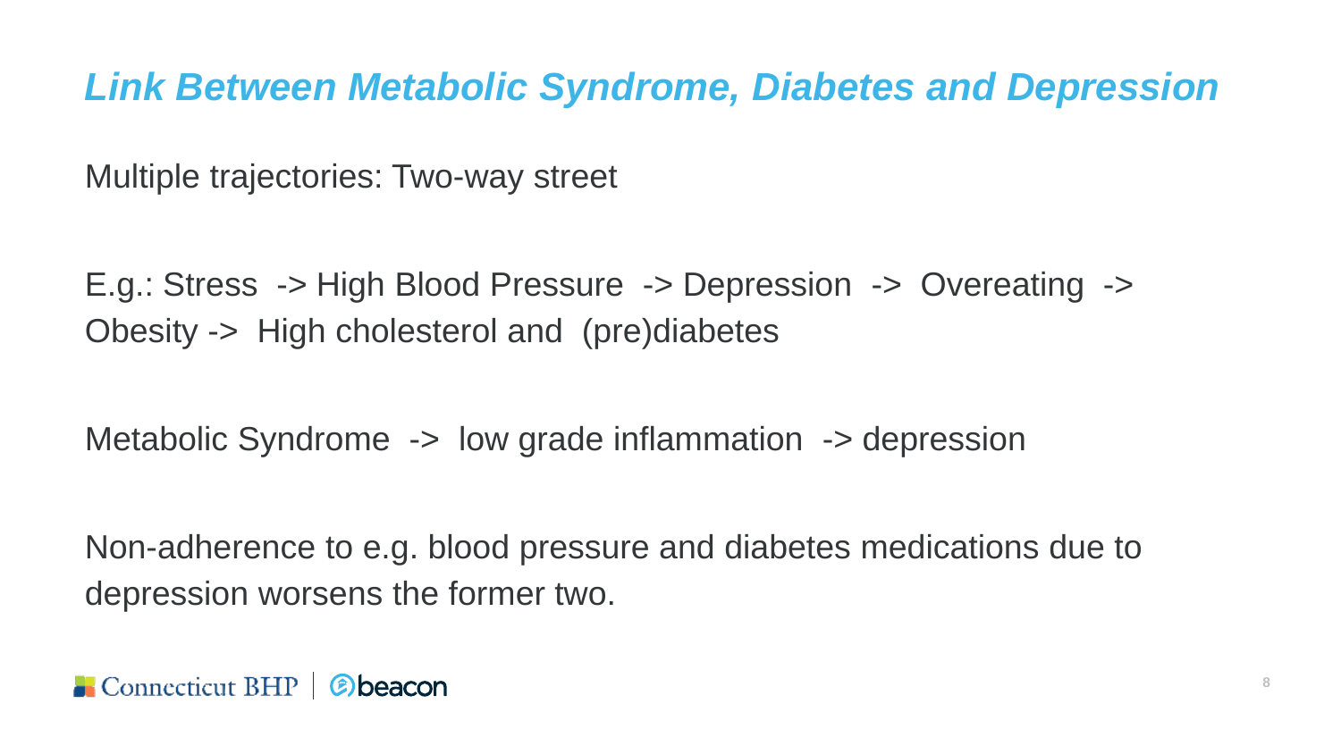# *Link Between Metabolic Syndrome, Diabetes and Depression*

Multiple trajectories: Two-way street

E.g.: Stress -> High Blood Pressure -> Depression -> Overeating -> Obesity -> High cholesterol and (pre)diabetes

Metabolic Syndrome -> low grade inflammation -> depression

Non-adherence to e.g. blood pressure and diabetes medications due to depression worsens the former two.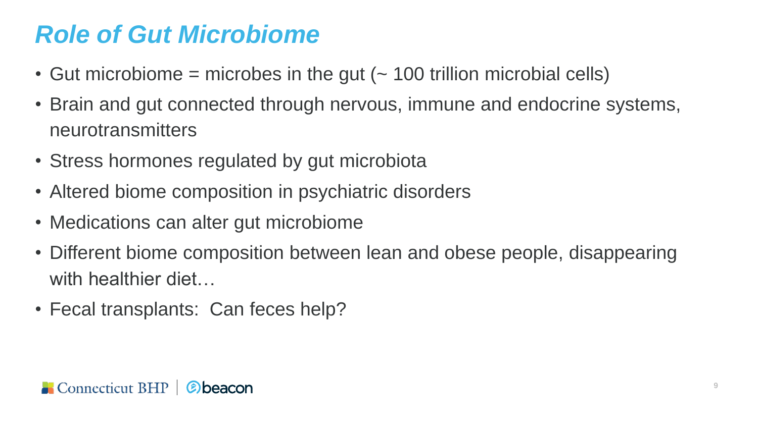# *Role of Gut Microbiome*

- Gut microbiome = microbes in the gut (~ 100 trillion microbial cells)
- Brain and gut connected through nervous, immune and endocrine systems, neurotransmitters
- Stress hormones regulated by gut microbiota
- Altered biome composition in psychiatric disorders
- Medications can alter gut microbiome
- Different biome composition between lean and obese people, disappearing with healthier diet…
- Fecal transplants: Can feces help?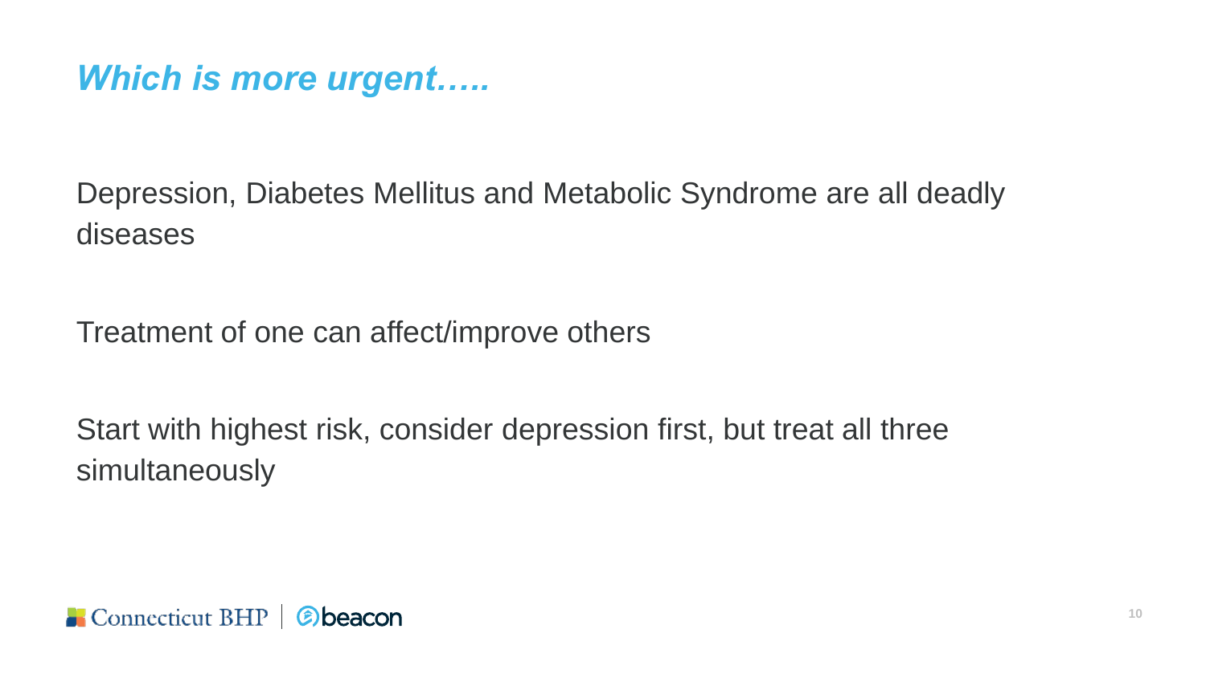## *Which is more urgent…..*

Depression, Diabetes Mellitus and Metabolic Syndrome are all deadly diseases

Treatment of one can affect/improve others

Start with highest risk, consider depression first, but treat all three simultaneously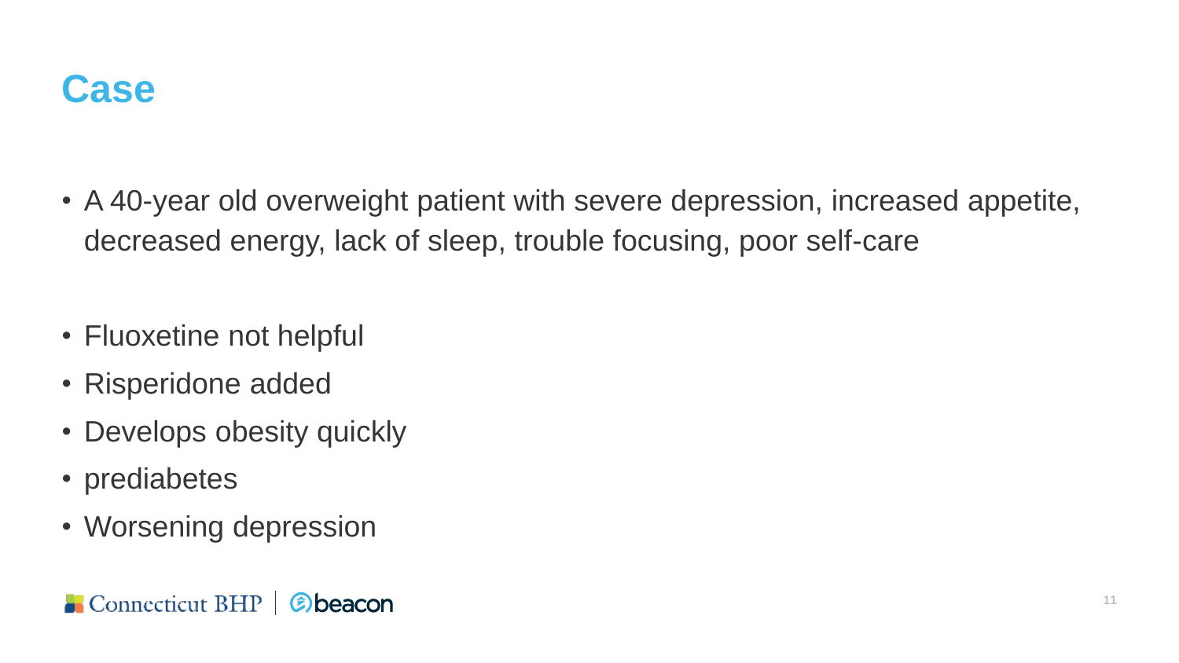# Case

- A 40-year old overweight patient with severe depression, increased appetite, decreased energy, lack of sleep, trouble focusing, poor self-care

- Fluoxetine not helpful
- Risperidone added
- Develops obesity quickly
- prediabetes
- Worsening depression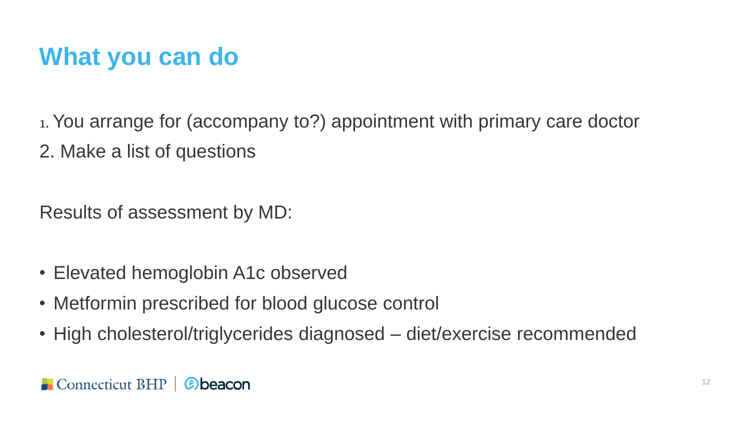# What you can do

1. You arrange for (accompany to?) appointment with primary care doctor
2. Make a list of questions

Results of assessment by MD:

- Elevated hemoglobin A1c observed
- Metformin prescribed for blood glucose control
- High cholesterol/triglycerides diagnosed – diet/exercise recommended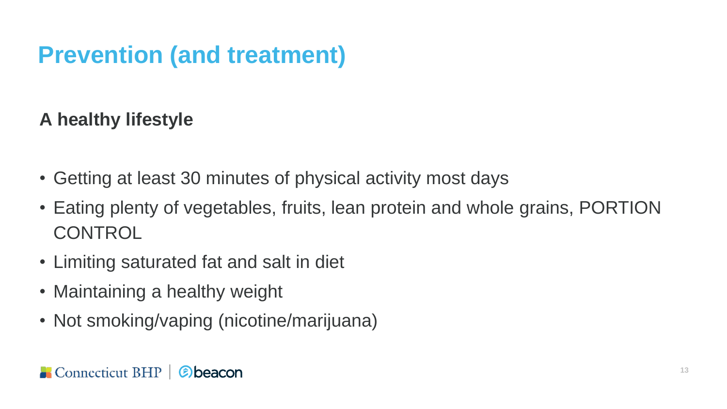# Prevention (and treatment)

**A healthy lifestyle**

- Getting at least 30 minutes of physical activity most days
- Eating plenty of vegetables, fruits, lean protein and whole grains, PORTION CONTROL
- Limiting saturated fat and salt in diet
- Maintaining a healthy weight
- Not smoking/vaping (nicotine/marijuana)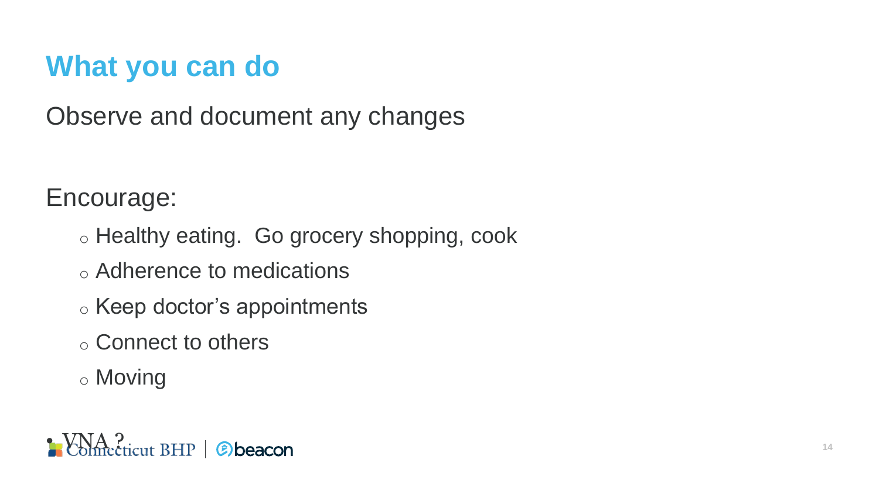# What you can do

Observe and document any changes

Encourage:

- Healthy eating. Go grocery shopping, cook
- Adherence to medications
- Keep doctor's appointments
- Connect to others
- Moving

- VNA ?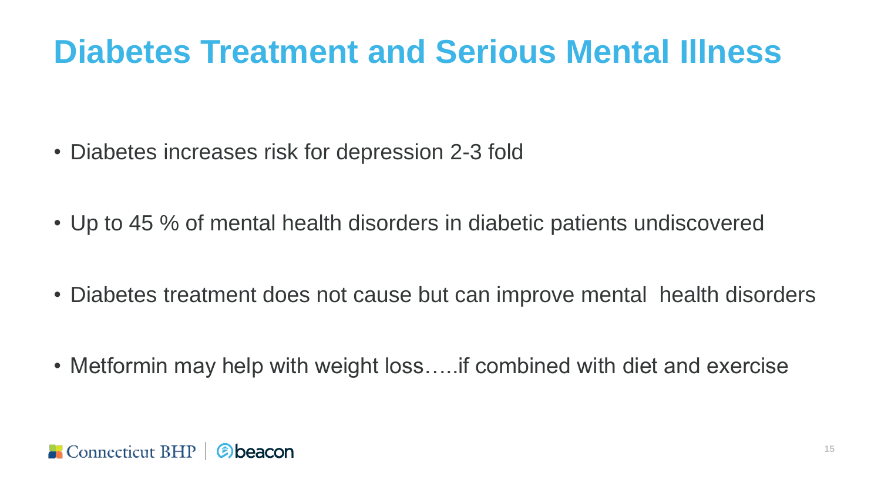# Diabetes Treatment and Serious Mental Illness

- Diabetes increases risk for depression 2-3 fold
- Up to 45 % of mental health disorders in diabetic patients undiscovered
- Diabetes treatment does not cause but can improve mental health disorders
- Metformin may help with weight loss…..if combined with diet and exercise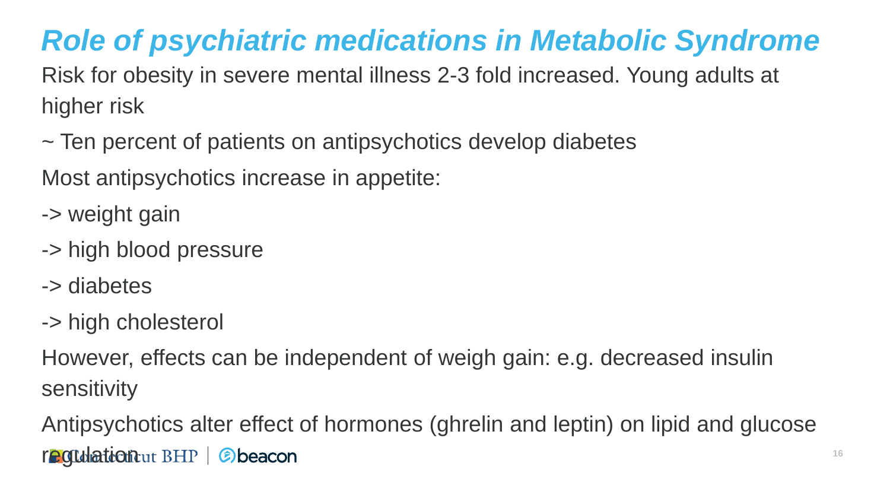# *Role of psychiatric medications in Metabolic Syndrome*

Risk for obesity in severe mental illness 2-3 fold increased. Young adults at higher risk

~ Ten percent of patients on antipsychotics develop diabetes

Most antipsychotics increase in appetite:

-> weight gain

-> high blood pressure

-> diabetes

-> high cholesterol

However, effects can be independent of weigh gain: e.g. decreased insulin sensitivity

Antipsychotics alter effect of hormones (ghrelin and leptin) on lipid and glucose regulation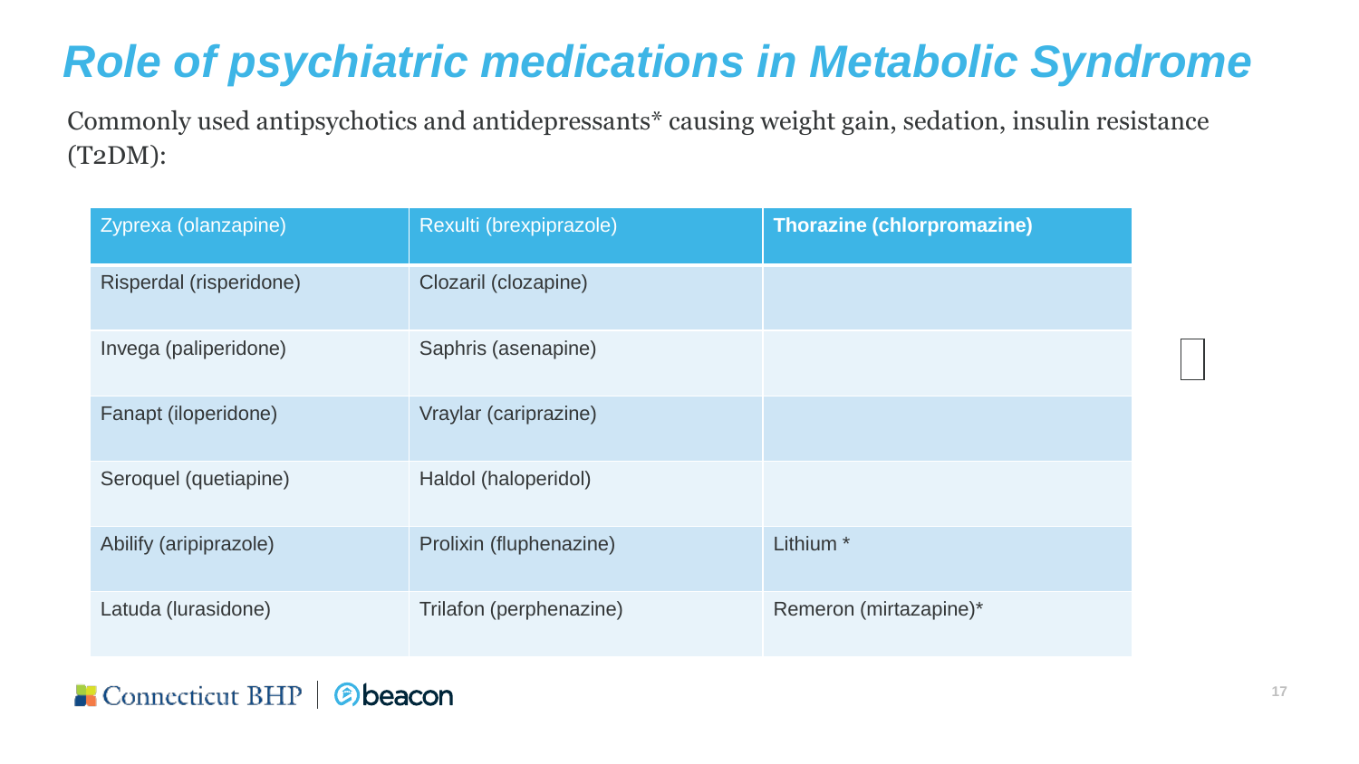# Role of psychiatric medications in Metabolic Syndrome

Commonly used antipsychotics and antidepressants* causing weight gain, sedation, insulin resistance (T2DM):

| Zyprexa (olanzapine) | Rexulti (brexpiprazole) | **Thorazine (chlorpromazine)** |
|---|---|---|
| Risperdal (risperidone) | Clozaril (clozapine) | |
| Invega (paliperidone) | Saphris (asenapine) | |
| Fanapt (iloperidone) | Vraylar (cariprazine) | |
| Seroquel (quetiapine) | Haldol (haloperidol) | |
| Abilify (aripiprazole) | Prolixin (fluphenazine) | Lithium * |
| Latuda (lurasidone) | Trilafon (perphenazine) | Remeron (mirtazapine)* |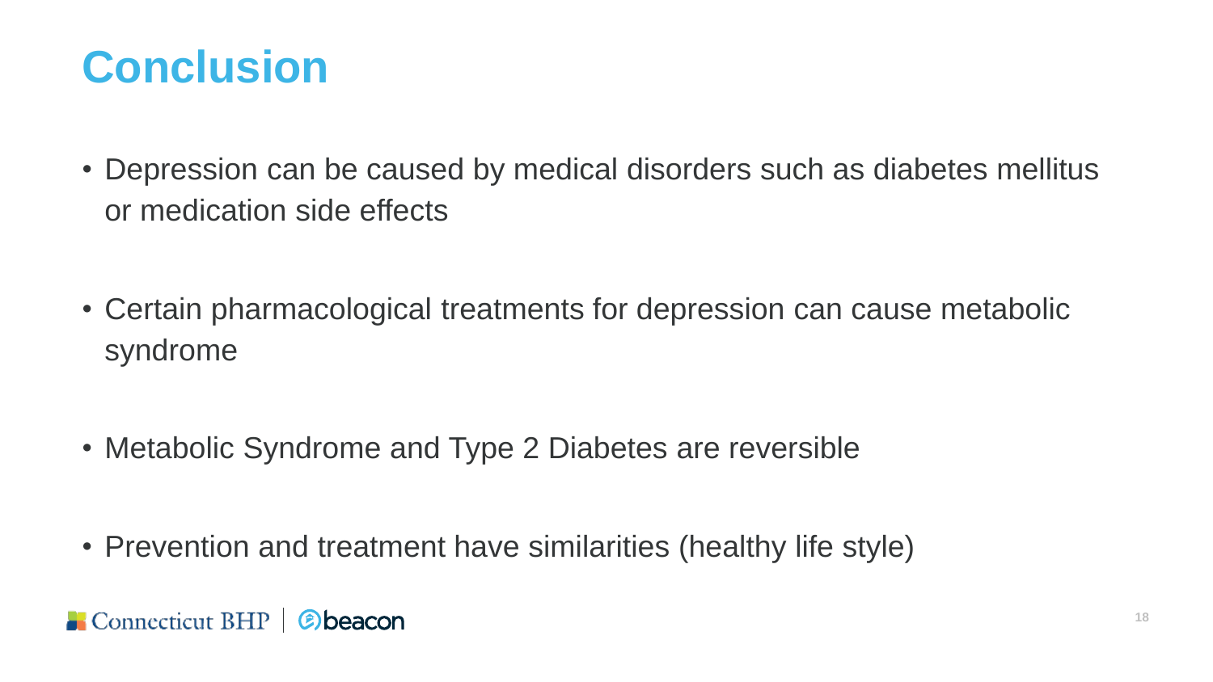# Conclusion

- Depression can be caused by medical disorders such as diabetes mellitus or medication side effects

- Certain pharmacological treatments for depression can cause metabolic syndrome

- Metabolic Syndrome and Type 2 Diabetes are reversible

- Prevention and treatment have similarities (healthy life style)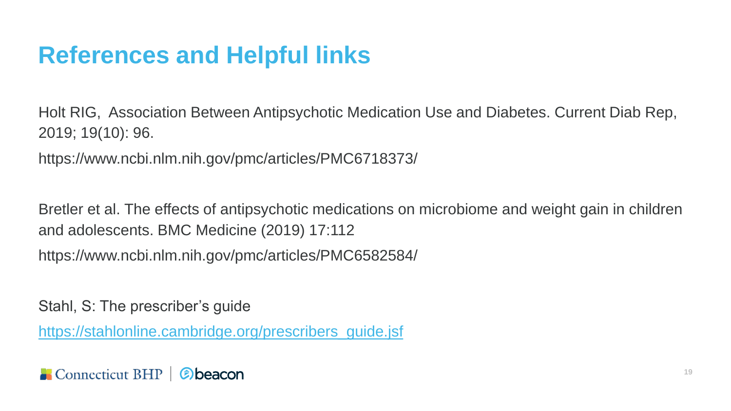# References and Helpful links

Holt RIG, Association Between Antipsychotic Medication Use and Diabetes. Current Diab Rep, 2019; 19(10): 96.

https://www.ncbi.nlm.nih.gov/pmc/articles/PMC6718373/

Bretler et al. The effects of antipsychotic medications on microbiome and weight gain in children and adolescents. BMC Medicine (2019) 17:112

https://www.ncbi.nlm.nih.gov/pmc/articles/PMC6582584/

Stahl, S: The prescriber's guide

https://stahlonline.cambridge.org/prescribers_guide.jsf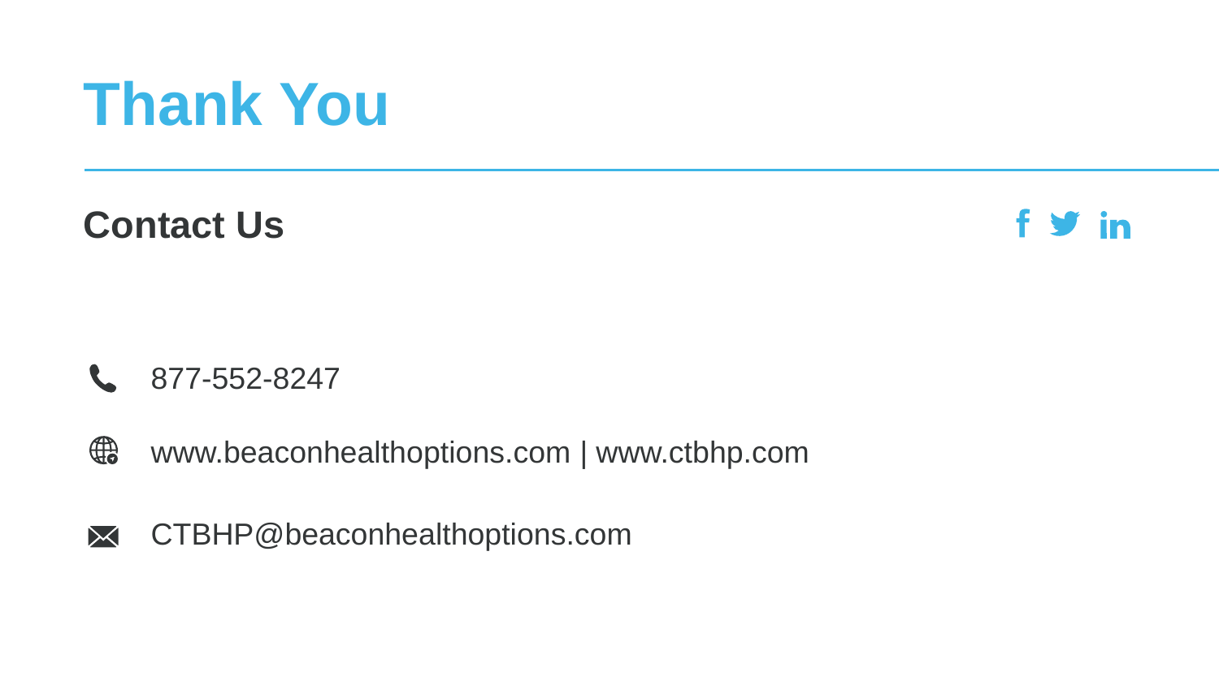# Thank You

## Contact Us

877-552-8247

www.beaconhealthoptions.com | www.ctbhp.com

CTBHP@beaconhealthoptions.com